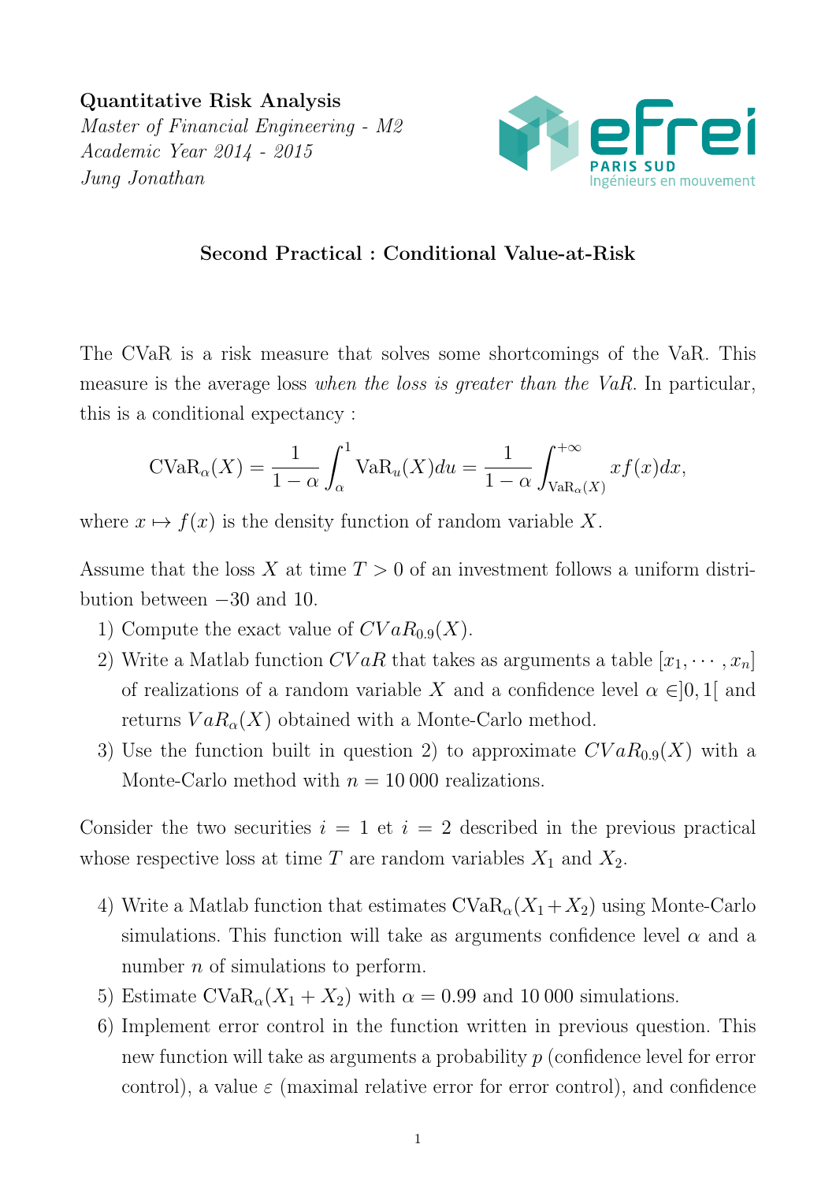**Quantitative Risk Analysis**
*Master of Financial Engineering - M2*
*Academic Year 2014 - 2015*
*Jung Jonathan*

### Second Practical : Conditional Value-at-Risk

The CVaR is a risk measure that solves some shortcomings of the VaR. This measure is the average loss *when the loss is greater than the VaR*. In particular, this is a conditional expectancy :

$$\mathrm{CVaR}_\alpha(X) = \frac{1}{1-\alpha}\int_\alpha^1 \mathrm{VaR}_u(X)du = \frac{1}{1-\alpha}\int_{\mathrm{VaR}_\alpha(X)}^{+\infty} xf(x)dx,$$

where $x \mapsto f(x)$ is the density function of random variable $X$.

Assume that the loss $X$ at time $T > 0$ of an investment follows a uniform distribution between $-30$ and 10.

1) Compute the exact value of $CVaR_{0.9}(X)$.
2) Write a Matlab function $CVaR$ that takes as arguments a table $[x_1, \cdots, x_n]$ of realizations of a random variable $X$ and a confidence level $\alpha \in ]0,1[$ and returns $VaR_\alpha(X)$ obtained with a Monte-Carlo method.
3) Use the function built in question 2) to approximate $CVaR_{0.9}(X)$ with a Monte-Carlo method with $n = 10\,000$ realizations.

Consider the two securities $i = 1$ et $i = 2$ described in the previous practical whose respective loss at time $T$ are random variables $X_1$ and $X_2$.

4) Write a Matlab function that estimates $\mathrm{CVaR}_\alpha(X_1+X_2)$ using Monte-Carlo simulations. This function will take as arguments confidence level $\alpha$ and a number $n$ of simulations to perform.
5) Estimate $\mathrm{CVaR}_\alpha(X_1 + X_2)$ with $\alpha = 0.99$ and $10\,000$ simulations.
6) Implement error control in the function written in previous question. This new function will take as arguments a probability $p$ (confidence level for error control), a value $\varepsilon$ (maximal relative error for error control), and confidence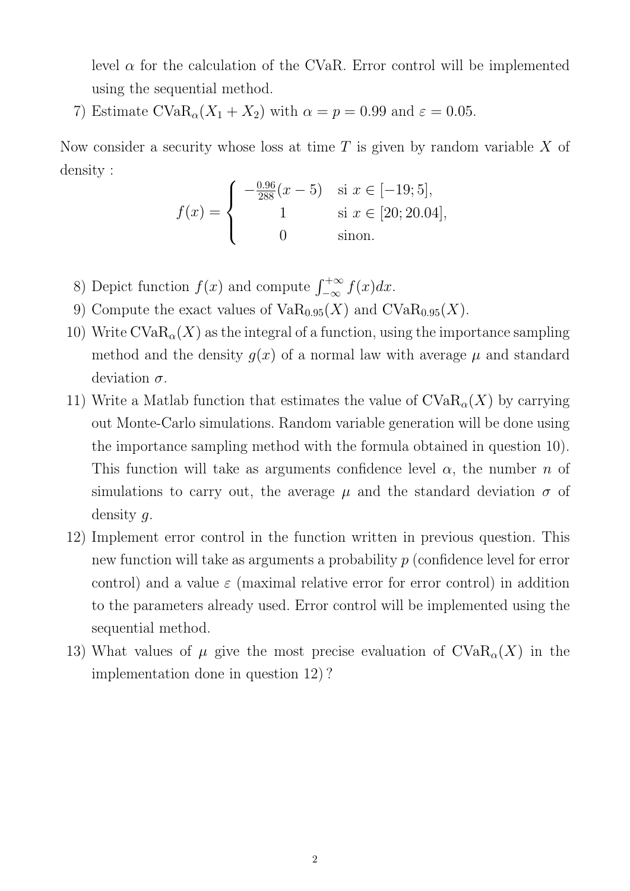level $\alpha$ for the calculation of the CVaR. Error control will be implemented using the sequential method.

7) Estimate $\text{CVaR}_\alpha(X_1 + X_2)$ with $\alpha = p = 0.99$ and $\varepsilon = 0.05$.

Now consider a security whose loss at time $T$ is given by random variable $X$ of density :

$$f(x) = \begin{cases} -\frac{0.96}{288}(x-5) & \text{si } x \in [-19; 5], \\ 1 & \text{si } x \in [20; 20.04], \\ 0 & \text{sinon.} \end{cases}$$

8) Depict function $f(x)$ and compute $\int_{-\infty}^{+\infty} f(x)dx$.
9) Compute the exact values of $\text{VaR}_{0.95}(X)$ and $\text{CVaR}_{0.95}(X)$.
10) Write $\text{CVaR}_\alpha(X)$ as the integral of a function, using the importance sampling method and the density $g(x)$ of a normal law with average $\mu$ and standard deviation $\sigma$.
11) Write a Matlab function that estimates the value of $\text{CVaR}_\alpha(X)$ by carrying out Monte-Carlo simulations. Random variable generation will be done using the importance sampling method with the formula obtained in question 10). This function will take as arguments confidence level $\alpha$, the number $n$ of simulations to carry out, the average $\mu$ and the standard deviation $\sigma$ of density $g$.
12) Implement error control in the function written in previous question. This new function will take as arguments a probability $p$ (confidence level for error control) and a value $\varepsilon$ (maximal relative error for error control) in addition to the parameters already used. Error control will be implemented using the sequential method.
13) What values of $\mu$ give the most precise evaluation of $\text{CVaR}_\alpha(X)$ in the implementation done in question 12) ?